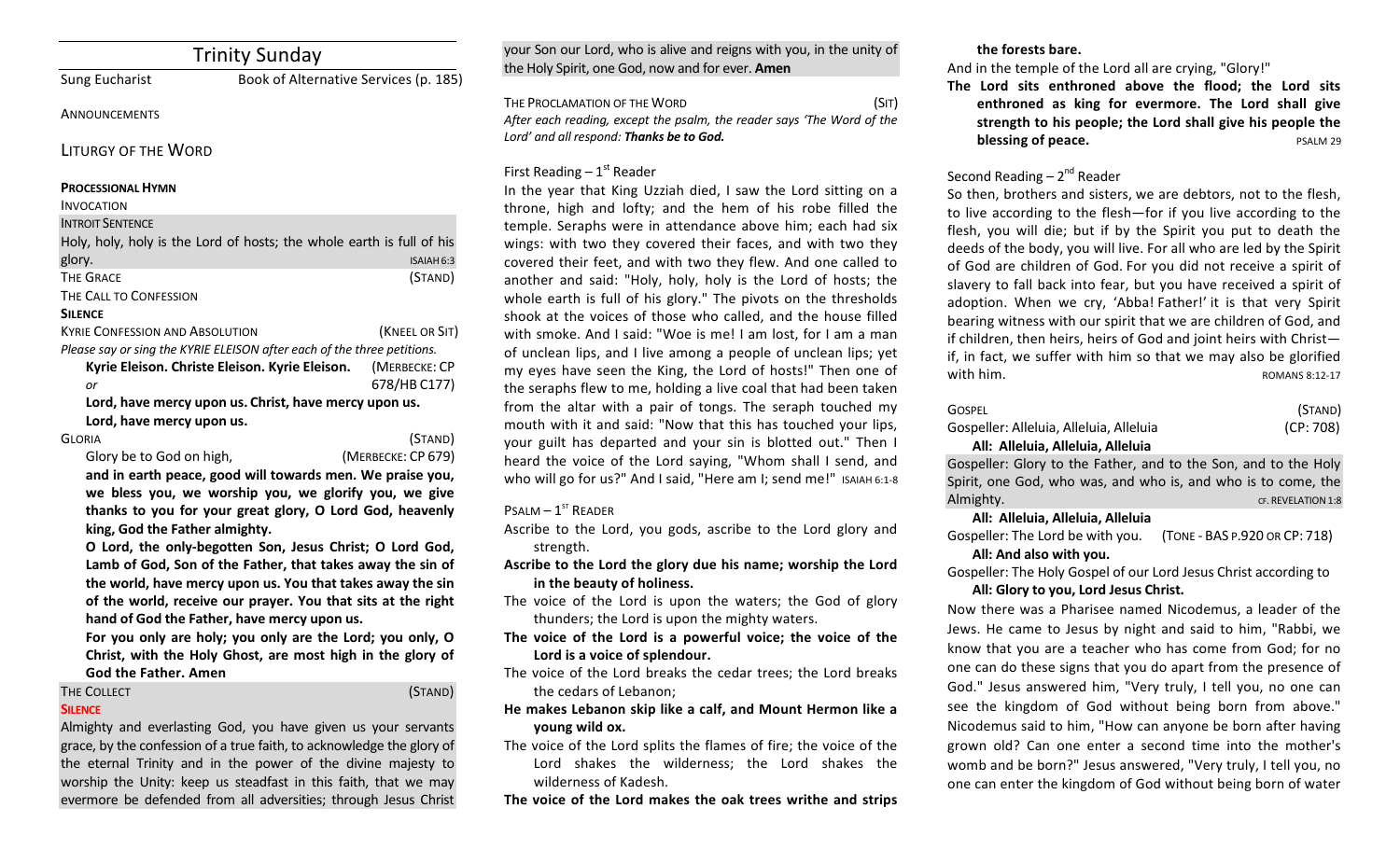# Trinity Sunday

Sung Eucharist — Book of Alternative Services (p. 185)

ANNOUNCEMENTS

## LITURGY OF THE WORD

**PROCESSIONAL HYMN**

INVOCATION

INTROIT SENTENCE

Holy, holy, holy is the Lord of hosts; the whole earth is full of his glory. ISAIAH 6:3

THE GRACE (STAND)

THE CALL TO CONFESSION

**SILENCE**

KYRIE CONFESSION AND ABSOLUTION (KNEEL OR SIT)

*Please say or sing the KYRIE ELEISON after each of the three petitions.*

**Kyrie Eleison. Christe Eleison. Kyrie Eleison.** (MERBECKE: CP 678/HB C177)

*or*

**Lord, have mercy upon us. Christ, have mercy upon us. Lord, have mercy upon us.**

GLORIA (STAND)

Glory be to God on high, (MERBECKE: CP 679)

**and in earth peace, good will towards men. We praise you, we bless you, we worship you, we glorify you, we give thanks to you for your great glory, O Lord God, heavenly king, God the Father almighty.**

**O Lord, the only-begotten Son, Jesus Christ; O Lord God, Lamb of God, Son of the Father, that takes away the sin of the world, have mercy upon us. You that takes away the sin of the world, receive our prayer. You that sits at the right hand of God the Father, have mercy upon us.**

**For you only are holy; you only are the Lord; you only, O Christ, with the Holy Ghost, are most high in the glory of God the Father. Amen**

THE COLLECT (STAND)

**SILENCE**

Almighty and everlasting God, you have given us your servants grace, by the confession of a true faith, to acknowledge the glory of the eternal Trinity and in the power of the divine majesty to worship the Unity: keep us steadfast in this faith, that we may evermore be defended from all adversities; through Jesus Christ your Son our Lord, who is alive and reigns with you, in the unity of the Holy Spirit, one God, now and for ever. **Amen**

THE PROCLAMATION OF THE WORD (SIT)

*After each reading, except the psalm, the reader says 'The Word of the Lord' and all respond:* ***Thanks be to God.***

First Reading – 1st Reader

In the year that King Uzziah died, I saw the Lord sitting on a throne, high and lofty; and the hem of his robe filled the temple. Seraphs were in attendance above him; each had six wings: with two they covered their faces, and with two they covered their feet, and with two they flew. And one called to another and said: "Holy, holy, holy is the Lord of hosts; the whole earth is full of his glory." The pivots on the thresholds shook at the voices of those who called, and the house filled with smoke. And I said: "Woe is me! I am lost, for I am a man of unclean lips, and I live among a people of unclean lips; yet my eyes have seen the King, the Lord of hosts!" Then one of the seraphs flew to me, holding a live coal that had been taken from the altar with a pair of tongs. The seraph touched my mouth with it and said: "Now that this has touched your lips, your guilt has departed and your sin is blotted out." Then I heard the voice of the Lord saying, "Whom shall I send, and who will go for us?" And I said, "Here am I; send me!" ISAIAH 6:1-8

PSALM – 1ST READER

Ascribe to the Lord, you gods, ascribe to the Lord glory and strength.

**Ascribe to the Lord the glory due his name; worship the Lord in the beauty of holiness.**

The voice of the Lord is upon the waters; the God of glory thunders; the Lord is upon the mighty waters.

**The voice of the Lord is a powerful voice; the voice of the Lord is a voice of splendour.**

The voice of the Lord breaks the cedar trees; the Lord breaks the cedars of Lebanon;

**He makes Lebanon skip like a calf, and Mount Hermon like a young wild ox.**

The voice of the Lord splits the flames of fire; the voice of the Lord shakes the wilderness; the Lord shakes the wilderness of Kadesh.

**The voice of the Lord makes the oak trees writhe and strips the forests bare.**

And in the temple of the Lord all are crying, "Glory!"

**The Lord sits enthroned above the flood; the Lord sits enthroned as king for evermore. The Lord shall give strength to his people; the Lord shall give his people the blessing of peace.** PSALM 29

Second Reading – 2nd Reader

So then, brothers and sisters, we are debtors, not to the flesh, to live according to the flesh—for if you live according to the flesh, you will die; but if by the Spirit you put to death the deeds of the body, you will live. For all who are led by the Spirit of God are children of God. For you did not receive a spirit of slavery to fall back into fear, but you have received a spirit of adoption. When we cry, 'Abba! Father!' it is that very Spirit bearing witness with our spirit that we are children of God, and if children, then heirs, heirs of God and joint heirs with Christ—if, in fact, we suffer with him so that we may also be glorified with him. ROMANS 8:12-17

GOSPEL (STAND)

Gospeller: Alleluia, Alleluia, Alleluia (CP: 708)

**All: Alleluia, Alleluia, Alleluia**

Gospeller: Glory to the Father, and to the Son, and to the Holy Spirit, one God, who was, and who is, and who is to come, the Almighty. CF. REVELATION 1:8

**All: Alleluia, Alleluia, Alleluia**

Gospeller: The Lord be with you. (TONE - BAS P.920 OR CP: 718)

**All: And also with you.**

Gospeller: The Holy Gospel of our Lord Jesus Christ according to

**All: Glory to you, Lord Jesus Christ.**

Now there was a Pharisee named Nicodemus, a leader of the Jews. He came to Jesus by night and said to him, "Rabbi, we know that you are a teacher who has come from God; for no one can do these signs that you do apart from the presence of God." Jesus answered him, "Very truly, I tell you, no one can see the kingdom of God without being born from above." Nicodemus said to him, "How can anyone be born after having grown old? Can one enter a second time into the mother's womb and be born?" Jesus answered, "Very truly, I tell you, no one can enter the kingdom of God without being born of water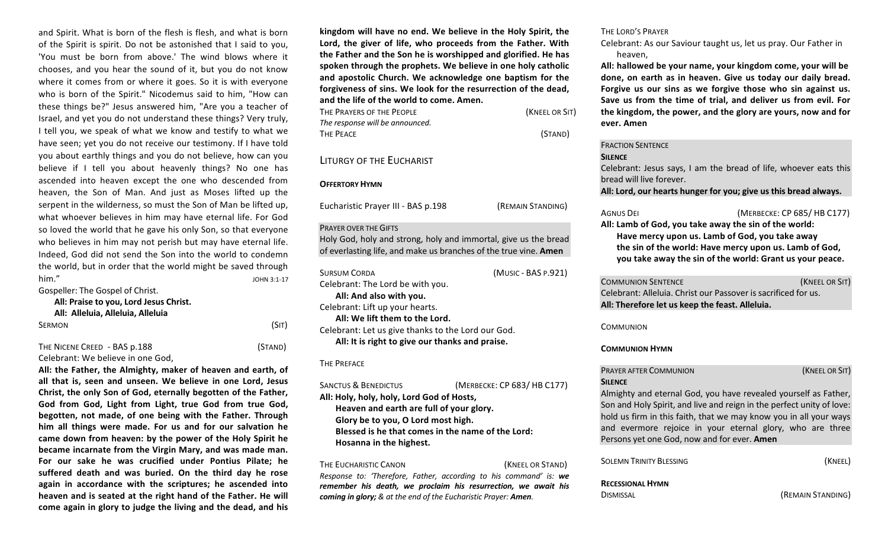and Spirit. What is born of the flesh is flesh, and what is born of the Spirit is spirit. Do not be astonished that I said to you, 'You must be born from above.' The wind blows where it chooses, and you hear the sound of it, but you do not know where it comes from or where it goes. So it is with everyone who is born of the Spirit." Nicodemus said to him, "How can these things be?" Jesus answered him, "Are you a teacher of Israel, and yet you do not understand these things? Very truly, I tell you, we speak of what we know and testify to what we have seen; yet you do not receive our testimony. If I have told you about earthly things and you do not believe, how can you believe if I tell you about heavenly things? No one has ascended into heaven except the one who descended from heaven, the Son of Man. And just as Moses lifted up the serpent in the wilderness, so must the Son of Man be lifted up, that whoever believes in him may have eternal life. For God so loved the world that he gave his only Son, so that everyone who believes in him may not perish but may have eternal life. Indeed, God did not send the Son into the world to condemn the world, but in order that the world might be saved through him." JOHN 3:1-17

Gospeller: The Gospel of Christ.

**All: Praise to you, Lord Jesus Christ.**

**All: Alleluia, Alleluia, Alleluia**

SERMON (SIT)

THE NICENE CREED - BAS p.188 (STAND)

Celebrant: We believe in one God,

**All: the Father, the Almighty, maker of heaven and earth, of all that is, seen and unseen. We believe in one Lord, Jesus Christ, the only Son of God, eternally begotten of the Father, God from God, Light from Light, true God from true God, begotten, not made, of one being with the Father. Through him all things were made. For us and for our salvation he came down from heaven: by the power of the Holy Spirit he became incarnate from the Virgin Mary, and was made man. For our sake he was crucified under Pontius Pilate; he suffered death and was buried. On the third day he rose again in accordance with the scriptures; he ascended into heaven and is seated at the right hand of the Father. He will come again in glory to judge the living and the dead, and his kingdom will have no end. We believe in the Holy Spirit, the Lord, the giver of life, who proceeds from the Father. With the Father and the Son he is worshipped and glorified. He has spoken through the prophets. We believe in one holy catholic and apostolic Church. We acknowledge one baptism for the forgiveness of sins. We look for the resurrection of the dead, and the life of the world to come. Amen.**

THE PRAYERS OF THE PEOPLE (KNEEL OR SIT)

*The response will be announced.*

THE PEACE (STAND)

## LITURGY OF THE EUCHARIST

**OFFERTORY HYMN**

Eucharistic Prayer III - BAS p.198 (REMAIN STANDING)

PRAYER OVER THE GIFTS

Holy God, holy and strong, holy and immortal, give us the bread of everlasting life, and make us branches of the true vine. **Amen**

SURSUM CORDA (MUSIC - BAS P.921)

Celebrant: The Lord be with you.

**All: And also with you.**

Celebrant: Lift up your hearts.

**All: We lift them to the Lord.**

Celebrant: Let us give thanks to the Lord our God.

**All: It is right to give our thanks and praise.**

THE PREFACE

SANCTUS & BENEDICTUS (MERBECKE: CP 683/ HB C177)

**All: Holy, holy, holy, Lord God of Hosts,
Heaven and earth are full of your glory.
Glory be to you, O Lord most high.
Blessed is he that comes in the name of the Lord:
Hosanna in the highest.**

THE EUCHARISTIC CANON (KNEEL OR STAND)

*Response to: 'Therefore, Father, according to his command' is:* ***we remember his death, we proclaim his resurrection, we await his coming in glory;*** *& at the end of the Eucharistic Prayer:* ***Amen****.*

THE LORD'S PRAYER

Celebrant: As our Saviour taught us, let us pray. Our Father in heaven,

**All: hallowed be your name, your kingdom come, your will be done, on earth as in heaven. Give us today our daily bread. Forgive us our sins as we forgive those who sin against us. Save us from the time of trial, and deliver us from evil. For the kingdom, the power, and the glory are yours, now and for ever. Amen**

FRACTION SENTENCE

**SILENCE**

Celebrant: Jesus says, I am the bread of life, whoever eats this bread will live forever.

**All: Lord, our hearts hunger for you; give us this bread always.**

AGNUS DEI (MERBECKE: CP 685/ HB C177)

**All: Lamb of God, you take away the sin of the world:
Have mercy upon us. Lamb of God, you take away
the sin of the world: Have mercy upon us. Lamb of God,
you take away the sin of the world: Grant us your peace.**

COMMUNION SENTENCE (KNEEL OR SIT)

Celebrant: Alleluia. Christ our Passover is sacrificed for us.

**All: Therefore let us keep the feast. Alleluia.**

COMMUNION

**COMMUNION HYMN**

PRAYER AFTER COMMUNION (KNEEL OR SIT)

**SILENCE**

Almighty and eternal God, you have revealed yourself as Father, Son and Holy Spirit, and live and reign in the perfect unity of love: hold us firm in this faith, that we may know you in all your ways and evermore rejoice in your eternal glory, who are three Persons yet one God, now and for ever. **Amen**

SOLEMN TRINITY BLESSING (KNEEL)

**RECESSIONAL HYMN**

DISMISSAL (REMAIN STANDING)